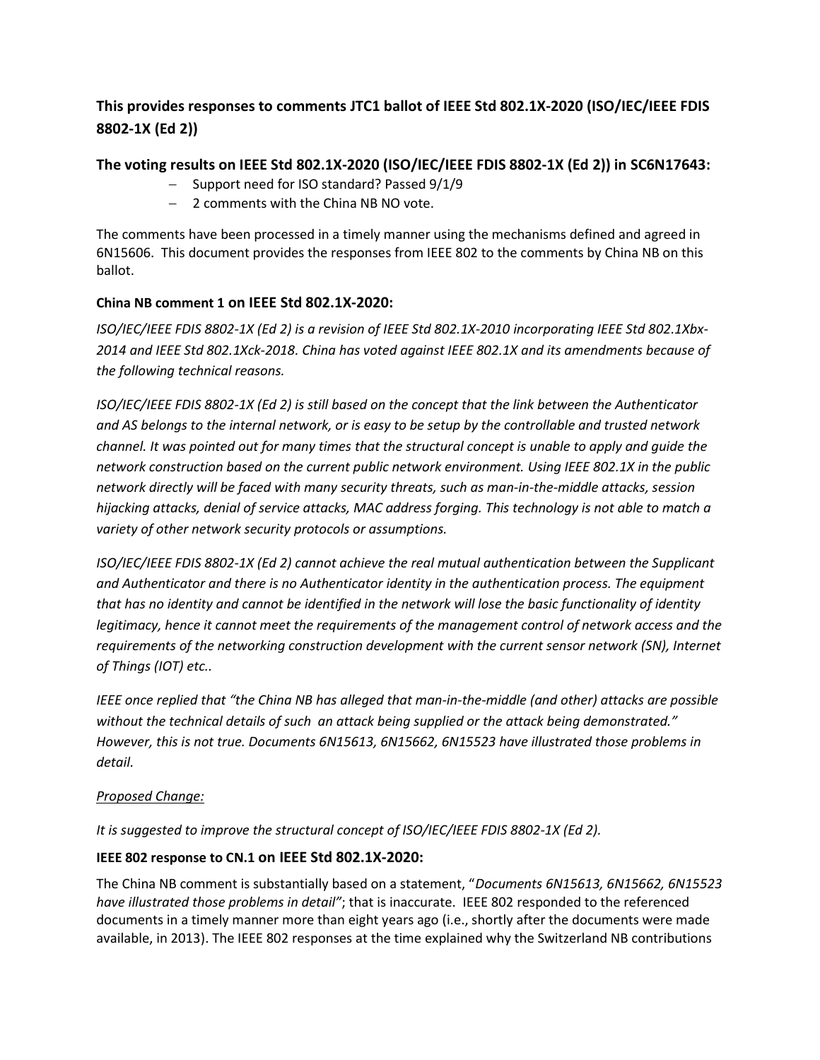## This provides responses to comments JTC1 ballot of IEEE Std 802.1X-2020 (ISO/IEC/IEEE FDIS 8802-1X (Ed 2))

### The voting results on IEEE Std 802.1X-2020 (ISO/IEC/IEEE FDIS 8802-1X (Ed 2)) in SC6N17643:

- Support need for ISO standard? Passed 9/1/9
- 2 comments with the China NB NO vote.

The comments have been processed in a timely manner using the mechanisms defined and agreed in 6N15606. This document provides the responses from IEEE 802 to the comments by China NB on this ballot.

#### China NB comment 1 on IEEE Std 802.1X-2020:

*ISO/IEC/IEEE FDIS 8802-1X (Ed 2) is a revision of IEEE Std 802.1X-2010 incorporating IEEE Std 802.1Xbx-2014 and IEEE Std 802.1Xck-2018. China has voted against IEEE 802.1X and its amendments because of the following technical reasons.*

*ISO/IEC/IEEE FDIS 8802-1X (Ed 2) is still based on the concept that the link between the Authenticator and AS belongs to the internal network, or is easy to be setup by the controllable and trusted network channel. It was pointed out for many times that the structural concept is unable to apply and guide the network construction based on the current public network environment. Using IEEE 802.1X in the public network directly will be faced with many security threats, such as man-in-the-middle attacks, session hijacking attacks, denial of service attacks, MAC address forging. This technology is not able to match a variety of other network security protocols or assumptions.*

*ISO/IEC/IEEE FDIS 8802-1X (Ed 2) cannot achieve the real mutual authentication between the Supplicant and Authenticator and there is no Authenticator identity in the authentication process. The equipment that has no identity and cannot be identified in the network will lose the basic functionality of identity legitimacy, hence it cannot meet the requirements of the management control of network access and the requirements of the networking construction development with the current sensor network (SN), Internet of Things (IOT) etc..*

*IEEE once replied that "the China NB has alleged that man-in-the-middle (and other) attacks are possible without the technical details of such an attack being supplied or the attack being demonstrated." However, this is not true. Documents 6N15613, 6N15662, 6N15523 have illustrated those problems in detail.*

*Proposed Change:*

*It is suggested to improve the structural concept of ISO/IEC/IEEE FDIS 8802-1X (Ed 2).*

#### IEEE 802 response to CN.1 on IEEE Std 802.1X-2020:

The China NB comment is substantially based on a statement, "*Documents 6N15613, 6N15662, 6N15523 have illustrated those problems in detail*"; that is inaccurate. IEEE 802 responded to the referenced documents in a timely manner more than eight years ago (i.e., shortly after the documents were made available, in 2013). The IEEE 802 responses at the time explained why the Switzerland NB contributions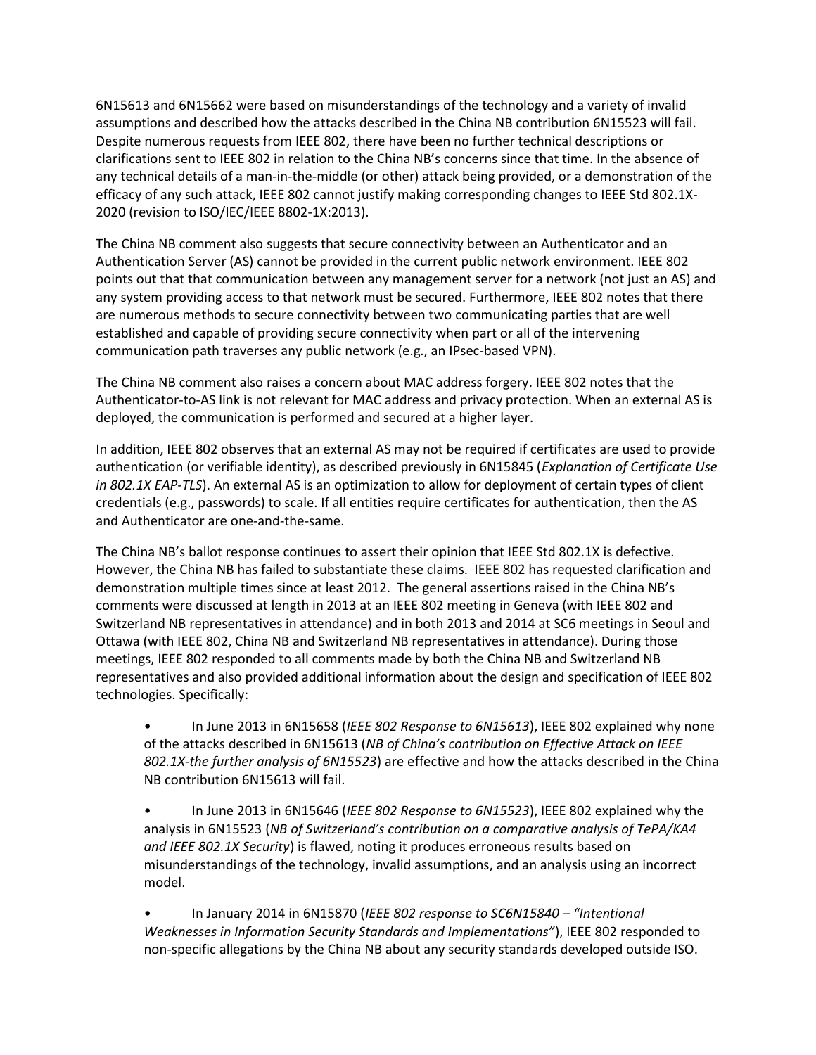6N15613 and 6N15662 were based on misunderstandings of the technology and a variety of invalid assumptions and described how the attacks described in the China NB contribution 6N15523 will fail. Despite numerous requests from IEEE 802, there have been no further technical descriptions or clarifications sent to IEEE 802 in relation to the China NB's concerns since that time. In the absence of any technical details of a man-in-the-middle (or other) attack being provided, or a demonstration of the efficacy of any such attack, IEEE 802 cannot justify making corresponding changes to IEEE Std 802.1X-2020 (revision to ISO/IEC/IEEE 8802-1X:2013).

The China NB comment also suggests that secure connectivity between an Authenticator and an Authentication Server (AS) cannot be provided in the current public network environment. IEEE 802 points out that that communication between any management server for a network (not just an AS) and any system providing access to that network must be secured. Furthermore, IEEE 802 notes that there are numerous methods to secure connectivity between two communicating parties that are well established and capable of providing secure connectivity when part or all of the intervening communication path traverses any public network (e.g., an IPsec-based VPN).

The China NB comment also raises a concern about MAC address forgery. IEEE 802 notes that the Authenticator-to-AS link is not relevant for MAC address and privacy protection. When an external AS is deployed, the communication is performed and secured at a higher layer.

In addition, IEEE 802 observes that an external AS may not be required if certificates are used to provide authentication (or verifiable identity), as described previously in 6N15845 (*Explanation of Certificate Use in 802.1X EAP-TLS*). An external AS is an optimization to allow for deployment of certain types of client credentials (e.g., passwords) to scale. If all entities require certificates for authentication, then the AS and Authenticator are one-and-the-same.

The China NB's ballot response continues to assert their opinion that IEEE Std 802.1X is defective. However, the China NB has failed to substantiate these claims. IEEE 802 has requested clarification and demonstration multiple times since at least 2012. The general assertions raised in the China NB's comments were discussed at length in 2013 at an IEEE 802 meeting in Geneva (with IEEE 802 and Switzerland NB representatives in attendance) and in both 2013 and 2014 at SC6 meetings in Seoul and Ottawa (with IEEE 802, China NB and Switzerland NB representatives in attendance). During those meetings, IEEE 802 responded to all comments made by both the China NB and Switzerland NB representatives and also provided additional information about the design and specification of IEEE 802 technologies. Specifically:

- In June 2013 in 6N15658 (*IEEE 802 Response to 6N15613*), IEEE 802 explained why none of the attacks described in 6N15613 (*NB of China's contribution on Effective Attack on IEEE 802.1X-the further analysis of 6N15523*) are effective and how the attacks described in the China NB contribution 6N15613 will fail.

- In June 2013 in 6N15646 (*IEEE 802 Response to 6N15523*), IEEE 802 explained why the analysis in 6N15523 (*NB of Switzerland's contribution on a comparative analysis of TePA/KA4 and IEEE 802.1X Security*) is flawed, noting it produces erroneous results based on misunderstandings of the technology, invalid assumptions, and an analysis using an incorrect model.

- In January 2014 in 6N15870 (*IEEE 802 response to SC6N15840 – "Intentional Weaknesses in Information Security Standards and Implementations"*), IEEE 802 responded to non-specific allegations by the China NB about any security standards developed outside ISO.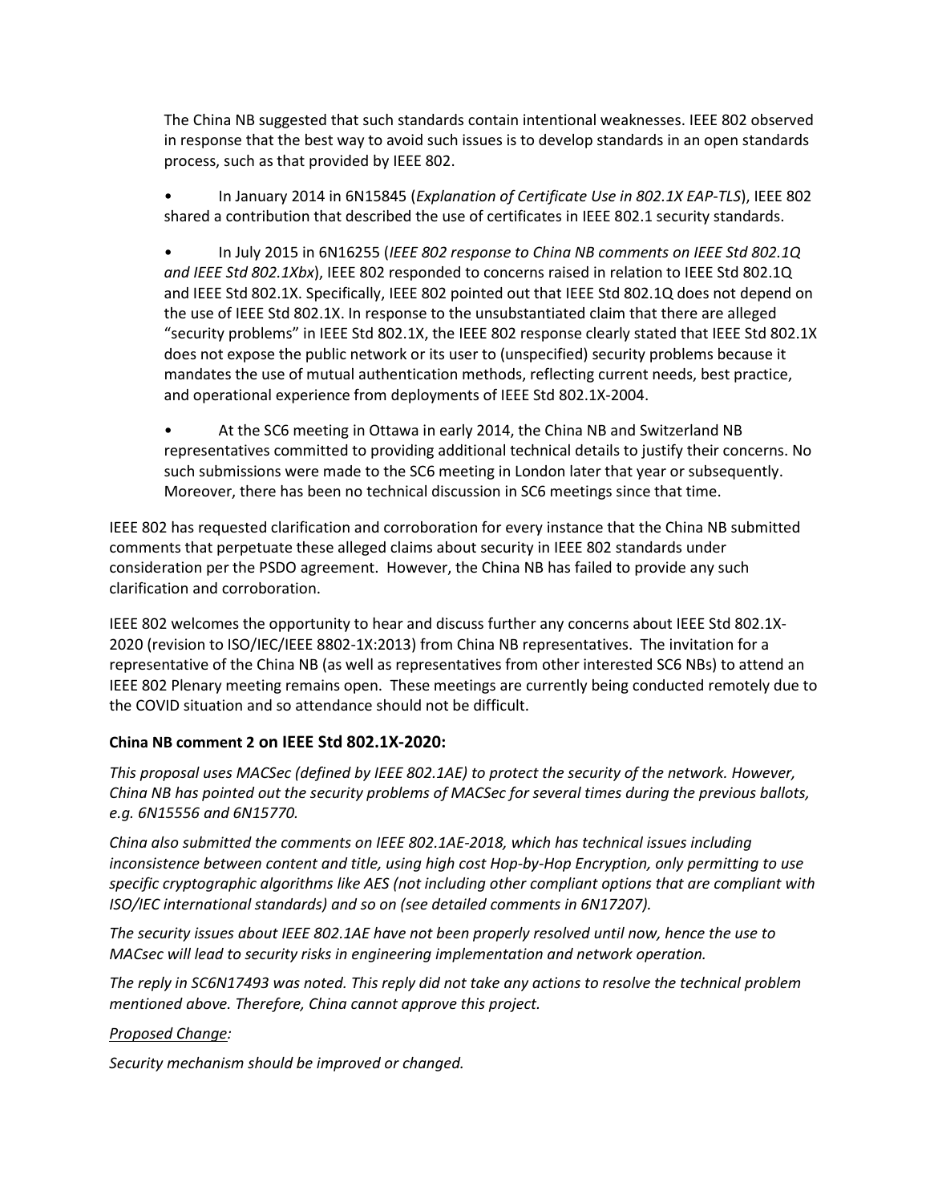The China NB suggested that such standards contain intentional weaknesses. IEEE 802 observed in response that the best way to avoid such issues is to develop standards in an open standards process, such as that provided by IEEE 802.

- In January 2014 in 6N15845 (*Explanation of Certificate Use in 802.1X EAP-TLS*), IEEE 802 shared a contribution that described the use of certificates in IEEE 802.1 security standards.
- In July 2015 in 6N16255 (*IEEE 802 response to China NB comments on IEEE Std 802.1Q and IEEE Std 802.1Xbx*), IEEE 802 responded to concerns raised in relation to IEEE Std 802.1Q and IEEE Std 802.1X. Specifically, IEEE 802 pointed out that IEEE Std 802.1Q does not depend on the use of IEEE Std 802.1X. In response to the unsubstantiated claim that there are alleged "security problems" in IEEE Std 802.1X, the IEEE 802 response clearly stated that IEEE Std 802.1X does not expose the public network or its user to (unspecified) security problems because it mandates the use of mutual authentication methods, reflecting current needs, best practice, and operational experience from deployments of IEEE Std 802.1X-2004.
- At the SC6 meeting in Ottawa in early 2014, the China NB and Switzerland NB representatives committed to providing additional technical details to justify their concerns. No such submissions were made to the SC6 meeting in London later that year or subsequently. Moreover, there has been no technical discussion in SC6 meetings since that time.

IEEE 802 has requested clarification and corroboration for every instance that the China NB submitted comments that perpetuate these alleged claims about security in IEEE 802 standards under consideration per the PSDO agreement. However, the China NB has failed to provide any such clarification and corroboration.

IEEE 802 welcomes the opportunity to hear and discuss further any concerns about IEEE Std 802.1X-2020 (revision to ISO/IEC/IEEE 8802-1X:2013) from China NB representatives. The invitation for a representative of the China NB (as well as representatives from other interested SC6 NBs) to attend an IEEE 802 Plenary meeting remains open. These meetings are currently being conducted remotely due to the COVID situation and so attendance should not be difficult.

**China NB comment 2 on IEEE Std 802.1X-2020:**

*This proposal uses MACSec (defined by IEEE 802.1AE) to protect the security of the network. However, China NB has pointed out the security problems of MACSec for several times during the previous ballots, e.g. 6N15556 and 6N15770.*

*China also submitted the comments on IEEE 802.1AE-2018, which has technical issues including inconsistence between content and title, using high cost Hop-by-Hop Encryption, only permitting to use specific cryptographic algorithms like AES (not including other compliant options that are compliant with ISO/IEC international standards) and so on (see detailed comments in 6N17207).*

*The security issues about IEEE 802.1AE have not been properly resolved until now, hence the use to MACsec will lead to security risks in engineering implementation and network operation.*

*The reply in SC6N17493 was noted. This reply did not take any actions to resolve the technical problem mentioned above. Therefore, China cannot approve this project.*

*Proposed Change:*

*Security mechanism should be improved or changed.*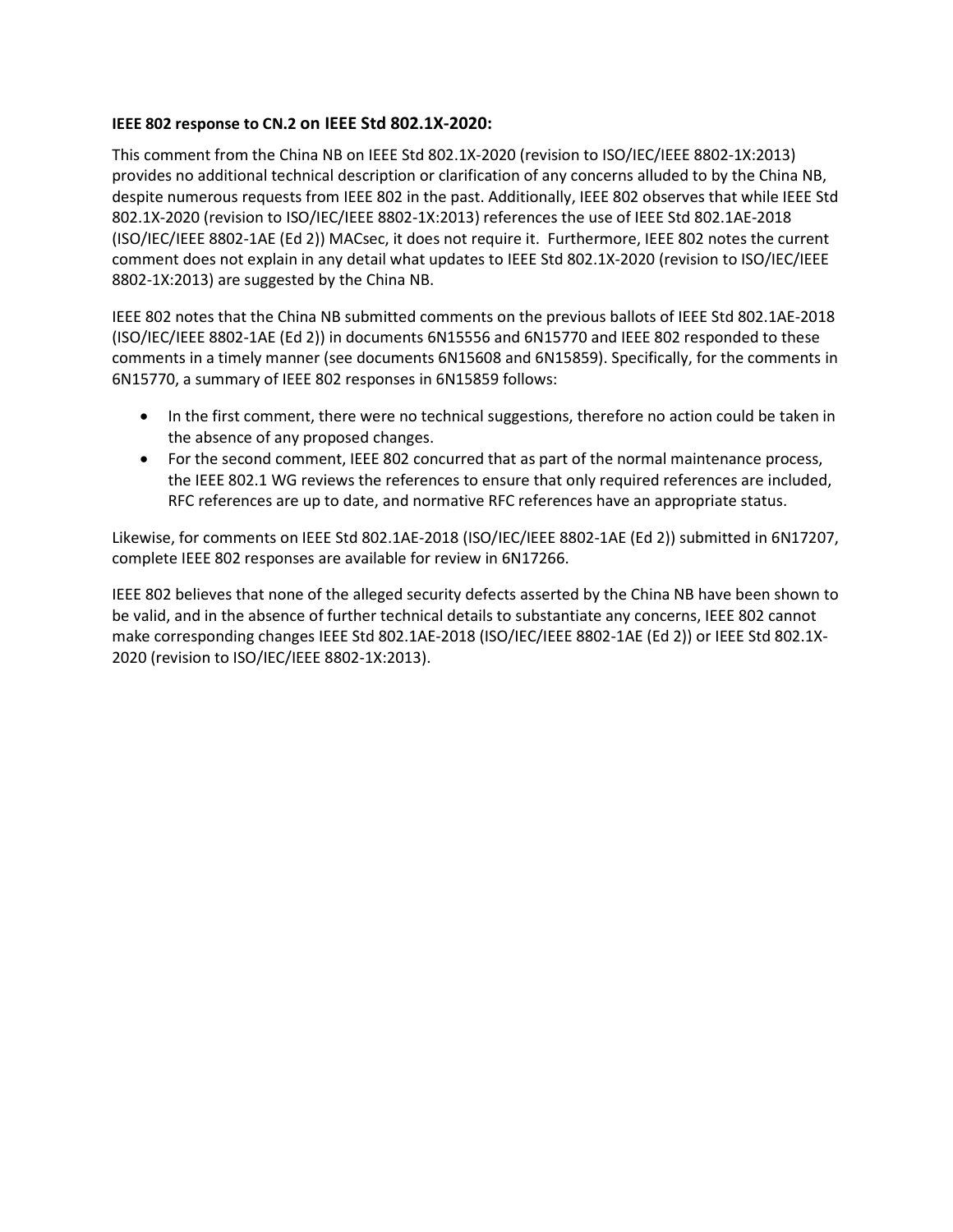**IEEE 802 response to CN.2 on IEEE Std 802.1X-2020:**

This comment from the China NB on IEEE Std 802.1X-2020 (revision to ISO/IEC/IEEE 8802-1X:2013) provides no additional technical description or clarification of any concerns alluded to by the China NB, despite numerous requests from IEEE 802 in the past. Additionally, IEEE 802 observes that while IEEE Std 802.1X-2020 (revision to ISO/IEC/IEEE 8802-1X:2013) references the use of IEEE Std 802.1AE-2018 (ISO/IEC/IEEE 8802-1AE (Ed 2)) MACsec, it does not require it. Furthermore, IEEE 802 notes the current comment does not explain in any detail what updates to IEEE Std 802.1X-2020 (revision to ISO/IEC/IEEE 8802-1X:2013) are suggested by the China NB.

IEEE 802 notes that the China NB submitted comments on the previous ballots of IEEE Std 802.1AE-2018 (ISO/IEC/IEEE 8802-1AE (Ed 2)) in documents 6N15556 and 6N15770 and IEEE 802 responded to these comments in a timely manner (see documents 6N15608 and 6N15859). Specifically, for the comments in 6N15770, a summary of IEEE 802 responses in 6N15859 follows:

- In the first comment, there were no technical suggestions, therefore no action could be taken in the absence of any proposed changes.
- For the second comment, IEEE 802 concurred that as part of the normal maintenance process, the IEEE 802.1 WG reviews the references to ensure that only required references are included, RFC references are up to date, and normative RFC references have an appropriate status.

Likewise, for comments on IEEE Std 802.1AE-2018 (ISO/IEC/IEEE 8802-1AE (Ed 2)) submitted in 6N17207, complete IEEE 802 responses are available for review in 6N17266.

IEEE 802 believes that none of the alleged security defects asserted by the China NB have been shown to be valid, and in the absence of further technical details to substantiate any concerns, IEEE 802 cannot make corresponding changes IEEE Std 802.1AE-2018 (ISO/IEC/IEEE 8802-1AE (Ed 2)) or IEEE Std 802.1X-2020 (revision to ISO/IEC/IEEE 8802-1X:2013).